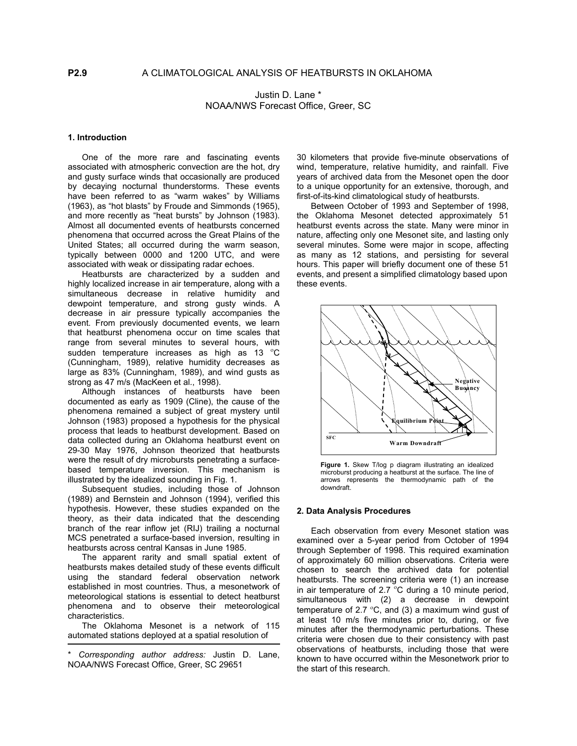**P2.9**

# A CLIMATOLOGICAL ANALYSIS OF HEATBURSTS IN OKLAHOMA

Justin D. Lane *
NOAA/NWS Forecast Office, Greer, SC

## 1. Introduction

One of the more rare and fascinating events associated with atmospheric convection are the hot, dry and gusty surface winds that occasionally are produced by decaying nocturnal thunderstorms. These events have been referred to as "warm wakes" by Williams (1963), as "hot blasts" by Froude and Simmonds (1965), and more recently as "heat bursts" by Johnson (1983). Almost all documented events of heatbursts concerned phenomena that occurred across the Great Plains of the United States; all occurred during the warm season, typically between 0000 and 1200 UTC, and were associated with weak or dissipating radar echoes.

Heatbursts are characterized by a sudden and highly localized increase in air temperature, along with a simultaneous decrease in relative humidity and dewpoint temperature, and strong gusty winds. A decrease in air pressure typically accompanies the event. From previously documented events, we learn that heatburst phenomena occur on time scales that range from several minutes to several hours, with sudden temperature increases as high as 13 °C (Cunningham, 1989), relative humidity decreases as large as 83% (Cunningham, 1989), and wind gusts as strong as 47 m/s (MacKeen et al., 1998).

Although instances of heatbursts have been documented as early as 1909 (Cline), the cause of the phenomena remained a subject of great mystery until Johnson (1983) proposed a hypothesis for the physical process that leads to heatburst development. Based on data collected during an Oklahoma heatburst event on 29-30 May 1976, Johnson theorized that heatbursts were the result of dry microbursts penetrating a surface-based temperature inversion. This mechanism is illustrated by the idealized sounding in Fig. 1.

Subsequent studies, including those of Johnson (1989) and Bernstein and Johnson (1994), verified this hypothesis. However, these studies expanded on the theory, as their data indicated that the descending branch of the rear inflow jet (RIJ) trailing a nocturnal MCS penetrated a surface-based inversion, resulting in heatbursts across central Kansas in June 1985.

The apparent rarity and small spatial extent of heatbursts makes detailed study of these events difficult using the standard federal observation network established in most countries. Thus, a mesonetwork of meteorological stations is essential to detect heatburst phenomena and to observe their meteorological characteristics.

The Oklahoma Mesonet is a network of 115 automated stations deployed at a spatial resolution of 30 kilometers that provide five-minute observations of wind, temperature, relative humidity, and rainfall. Five years of archived data from the Mesonet open the door to a unique opportunity for an extensive, thorough, and first-of-its-kind climatological study of heatbursts.

Between October of 1993 and September of 1998, the Oklahoma Mesonet detected approximately 51 heatburst events across the state. Many were minor in nature, affecting only one Mesonet site, and lasting only several minutes. Some were major in scope, affecting as many as 12 stations, and persisting for several hours. This paper will briefly document one of these 51 events, and present a simplified climatology based upon these events.

**Figure 1.** Skew T/log p diagram illustrating an idealized microburst producing a heatburst at the surface. The line of arrows represents the thermodynamic path of the downdraft.

## 2. Data Analysis Procedures

Each observation from every Mesonet station was examined over a 5-year period from October of 1994 through September of 1998. This required examination of approximately 60 million observations. Criteria were chosen to search the archived data for potential heatbursts. The screening criteria were (1) an increase in air temperature of 2.7 °C during a 10 minute period, simultaneous with (2) a decrease in dewpoint temperature of 2.7 °C, and (3) a maximum wind gust of at least 10 m/s five minutes prior to, during, or five minutes after the thermodynamic perturbations. These criteria were chosen due to their consistency with past observations of heatbursts, including those that were known to have occurred within the Mesonetwork prior to the start of this research.

---

\* *Corresponding author address:* Justin D. Lane, NOAA/NWS Forecast Office, Greer, SC 29651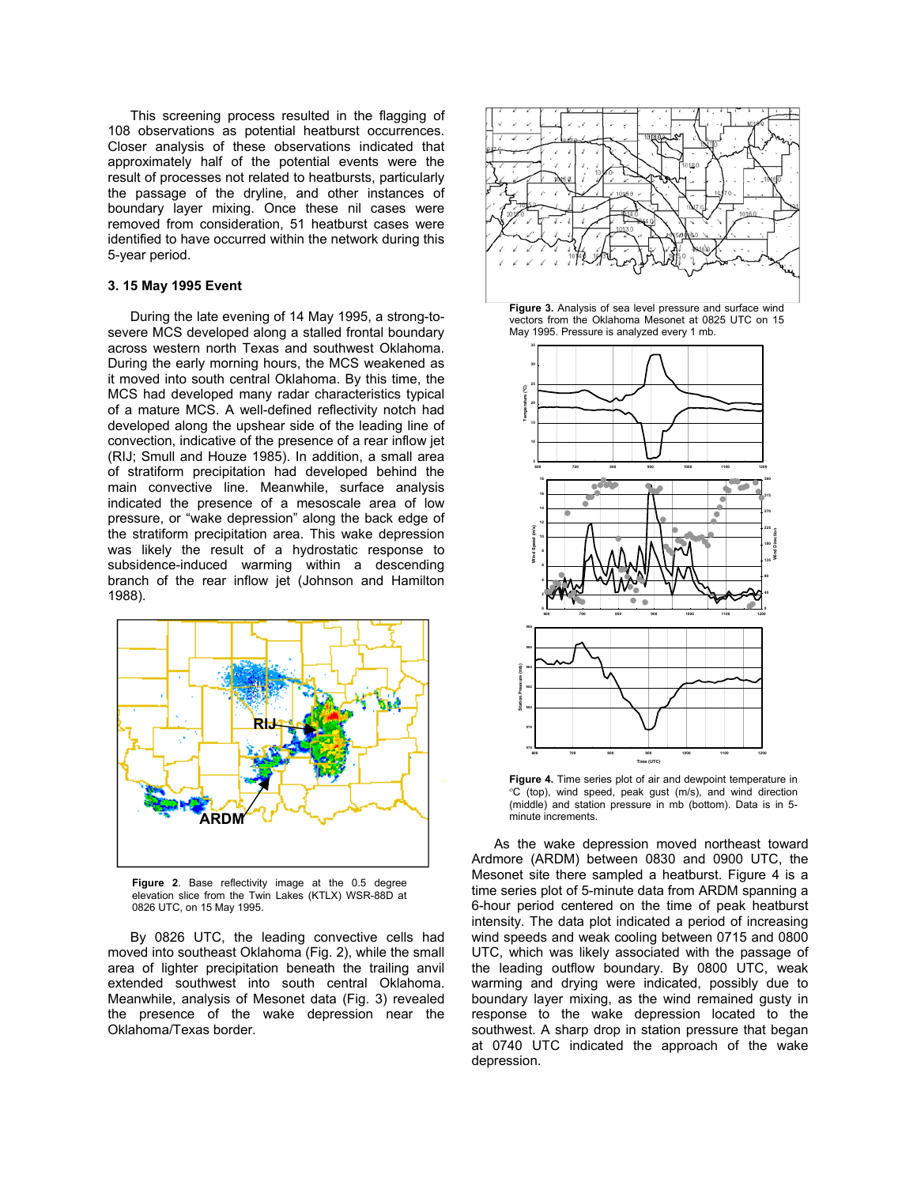This screening process resulted in the flagging of 108 observations as potential heatburst occurrences. Closer analysis of these observations indicated that approximately half of the potential events were the result of processes not related to heatbursts, particularly the passage of the dryline, and other instances of boundary layer mixing. Once these nil cases were removed from consideration, 51 heatburst cases were identified to have occurred within the network during this 5-year period.

### 3. 15 May 1995 Event

During the late evening of 14 May 1995, a strong-to-severe MCS developed along a stalled frontal boundary across western north Texas and southwest Oklahoma. During the early morning hours, the MCS weakened as it moved into south central Oklahoma. By this time, the MCS had developed many radar characteristics typical of a mature MCS. A well-defined reflectivity notch had developed along the upshear side of the leading line of convection, indicative of the presence of a rear inflow jet (RIJ; Smull and Houze 1985). In addition, a small area of stratiform precipitation had developed behind the main convective line. Meanwhile, surface analysis indicated the presence of a mesoscale area of low pressure, or "wake depression" along the back edge of the stratiform precipitation area. This wake depression was likely the result of a hydrostatic response to subsidence-induced warming within a descending branch of the rear inflow jet (Johnson and Hamilton 1988).

**Figure 2**. Base reflectivity image at the 0.5 degree elevation slice from the Twin Lakes (KTLX) WSR-88D at 0826 UTC, on 15 May 1995.

By 0826 UTC, the leading convective cells had moved into southeast Oklahoma (Fig. 2), while the small area of lighter precipitation beneath the trailing anvil extended southwest into south central Oklahoma. Meanwhile, analysis of Mesonet data (Fig. 3) revealed the presence of the wake depression near the Oklahoma/Texas border.

**Figure 3.** Analysis of sea level pressure and surface wind vectors from the Oklahoma Mesonet at 0825 UTC on 15 May 1995. Pressure is analyzed every 1 mb.

**Figure 4.** Time series plot of air and dewpoint temperature in °C (top), wind speed, peak gust (m/s), and wind direction (middle) and station pressure in mb (bottom). Data is in 5-minute increments.

As the wake depression moved northeast toward Ardmore (ARDM) between 0830 and 0900 UTC, the Mesonet site there sampled a heatburst. Figure 4 is a time series plot of 5-minute data from ARDM spanning a 6-hour period centered on the time of peak heatburst intensity. The data plot indicated a period of increasing wind speeds and weak cooling between 0715 and 0800 UTC, which was likely associated with the passage of the leading outflow boundary. By 0800 UTC, weak warming and drying were indicated, possibly due to boundary layer mixing, as the wind remained gusty in response to the wake depression located to the southwest. A sharp drop in station pressure that began at 0740 UTC indicated the approach of the wake depression.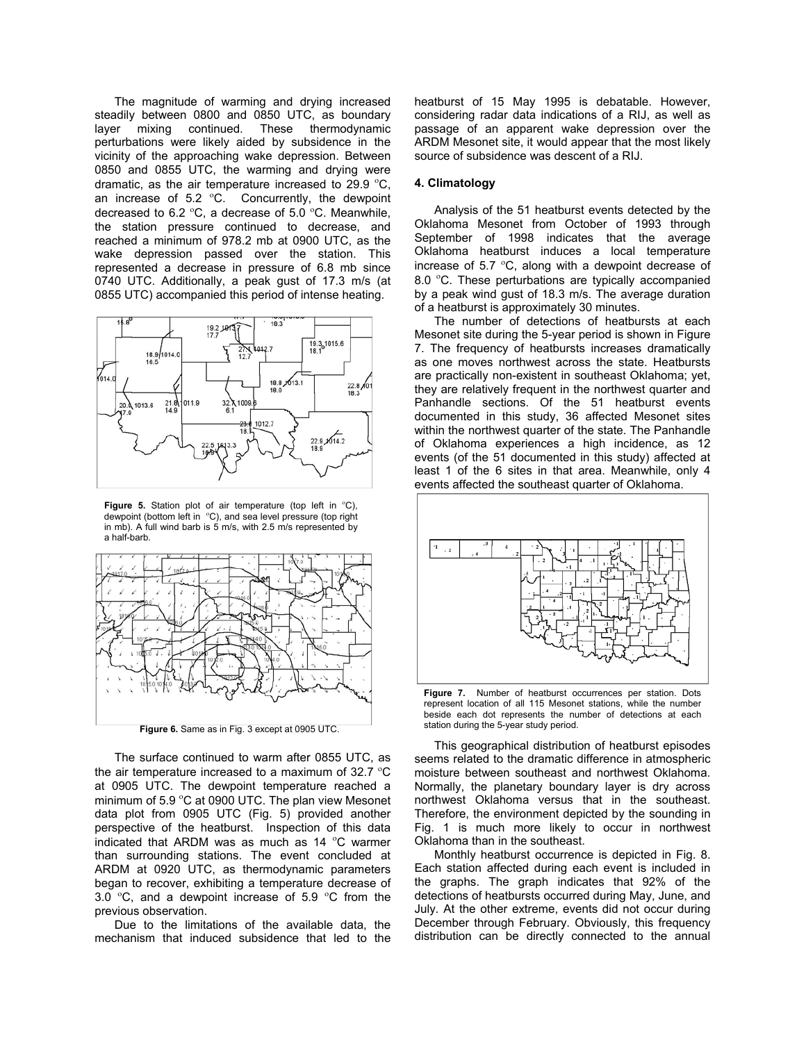The magnitude of warming and drying increased steadily between 0800 and 0850 UTC, as boundary layer mixing continued. These thermodynamic perturbations were likely aided by subsidence in the vicinity of the approaching wake depression. Between 0850 and 0855 UTC, the warming and drying were dramatic, as the air temperature increased to 29.9 °C, an increase of 5.2 °C. Concurrently, the dewpoint decreased to 6.2 °C, a decrease of 5.0 °C. Meanwhile, the station pressure continued to decrease, and reached a minimum of 978.2 mb at 0900 UTC, as the wake depression passed over the station. This represented a decrease in pressure of 6.8 mb since 0740 UTC. Additionally, a peak gust of 17.3 m/s (at 0855 UTC) accompanied this period of intense heating.

**Figure 5.** Station plot of air temperature (top left in °C), dewpoint (bottom left in °C), and sea level pressure (top right in mb). A full wind barb is 5 m/s, with 2.5 m/s represented by a half-barb.

**Figure 6.** Same as in Fig. 3 except at 0905 UTC.

The surface continued to warm after 0855 UTC, as the air temperature increased to a maximum of 32.7 °C at 0905 UTC. The dewpoint temperature reached a minimum of 5.9 °C at 0900 UTC. The plan view Mesonet data plot from 0905 UTC (Fig. 5) provided another perspective of the heatburst. Inspection of this data indicated that ARDM was as much as 14 °C warmer than surrounding stations. The event concluded at ARDM at 0920 UTC, as thermodynamic parameters began to recover, exhibiting a temperature decrease of 3.0 °C, and a dewpoint increase of 5.9 °C from the previous observation.

Due to the limitations of the available data, the mechanism that induced subsidence that led to the heatburst of 15 May 1995 is debatable. However, considering radar data indications of a RIJ, as well as passage of an apparent wake depression over the ARDM Mesonet site, it would appear that the most likely source of subsidence was descent of a RIJ.

## 4. Climatology

Analysis of the 51 heatburst events detected by the Oklahoma Mesonet from October of 1993 through September of 1998 indicates that the average Oklahoma heatburst induces a local temperature increase of 5.7 °C, along with a dewpoint decrease of 8.0 °C. These perturbations are typically accompanied by a peak wind gust of 18.3 m/s. The average duration of a heatburst is approximately 30 minutes.

The number of detections of heatbursts at each Mesonet site during the 5-year period is shown in Figure 7. The frequency of heatbursts increases dramatically as one moves northwest across the state. Heatbursts are practically non-existent in southeast Oklahoma; yet, they are relatively frequent in the northwest quarter and Panhandle sections. Of the 51 heatburst events documented in this study, 36 affected Mesonet sites within the northwest quarter of the state. The Panhandle of Oklahoma experiences a high incidence, as 12 events (of the 51 documented in this study) affected at least 1 of the 6 sites in that area. Meanwhile, only 4 events affected the southeast quarter of Oklahoma.

**Figure 7.** Number of heatburst occurrences per station. Dots represent location of all 115 Mesonet stations, while the number beside each dot represents the number of detections at each station during the 5-year study period.

This geographical distribution of heatburst episodes seems related to the dramatic difference in atmospheric moisture between southeast and northwest Oklahoma. Normally, the planetary boundary layer is dry across northwest Oklahoma versus that in the southeast. Therefore, the environment depicted by the sounding in Fig. 1 is much more likely to occur in northwest Oklahoma than in the southeast.

Monthly heatburst occurrence is depicted in Fig. 8. Each station affected during each event is included in the graphs. The graph indicates that 92% of the detections of heatbursts occurred during May, June, and July. At the other extreme, events did not occur during December through February. Obviously, this frequency distribution can be directly connected to the annual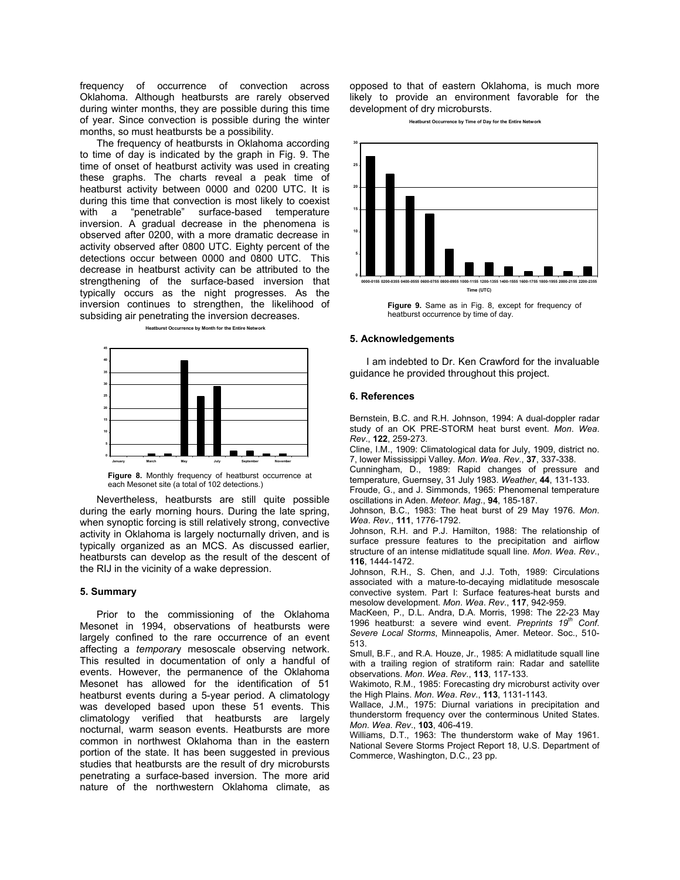frequency of occurrence of convection across Oklahoma. Although heatbursts are rarely observed during winter months, they are possible during this time of year. Since convection is possible during the winter months, so must heatbursts be a possibility.

The frequency of heatbursts in Oklahoma according to time of day is indicated by the graph in Fig. 9. The time of onset of heatburst activity was used in creating these graphs. The charts reveal a peak time of heatburst activity between 0000 and 0200 UTC. It is during this time that convection is most likely to coexist with a "penetrable" surface-based temperature inversion. A gradual decrease in the phenomena is observed after 0200, with a more dramatic decrease in activity observed after 0800 UTC. Eighty percent of the detections occur between 0000 and 0800 UTC. This decrease in heatburst activity can be attributed to the strengthening of the surface-based inversion that typically occurs as the night progresses. As the inversion continues to strengthen, the likelihood of subsiding air penetrating the inversion decreases.

Heatburst Occurrence by Month for the Entire Network

45
40
35
30
25
20
15
10
5
0

January March May July September November

**Figure 8.** Monthly frequency of heatburst occurrence at each Mesonet site (a total of 102 detections.)

Nevertheless, heatbursts are still quite possible during the early morning hours. During the late spring, when synoptic forcing is still relatively strong, convective activity in Oklahoma is largely nocturnally driven, and is typically organized as an MCS. As discussed earlier, heatbursts can develop as the result of the descent of the RIJ in the vicinity of a wake depression.

### 5. Summary

Prior to the commissioning of the Oklahoma Mesonet in 1994, observations of heatbursts were largely confined to the rare occurrence of an event affecting a *temporar*y mesoscale observing network. This resulted in documentation of only a handful of events. However, the permanence of the Oklahoma Mesonet has allowed for the identification of 51 heatburst events during a 5-year period. A climatology was developed based upon these 51 events. This climatology verified that heatbursts are largely nocturnal, warm season events. Heatbursts are more common in northwest Oklahoma than in the eastern portion of the state. It has been suggested in previous studies that heatbursts are the result of dry microbursts penetrating a surface-based inversion. The more arid nature of the northwestern Oklahoma climate, as opposed to that of eastern Oklahoma, is much more likely to provide an environment favorable for the development of dry microbursts.

Heatburst Occurrence by Time of Day for the Entire Network

30
25
20
15
10
5
0

0000-0155 0200-0355 0400-0555 0600-0755 0800-0955 1000-1155 1200-1355 1400-1555 1600-1755 1800-1955 2000-2155 2200-2355

Time (UTC)

**Figure 9.** Same as in Fig. 8, except for frequency of heatburst occurrence by time of day.

### 5. Acknowledgements

I am indebted to Dr. Ken Crawford for the invaluable guidance he provided throughout this project.

### 6. References

Bernstein, B.C. and R.H. Johnson, 1994: A dual-doppler radar study of an OK PRE-STORM heat burst event. *Mon. Wea. Rev.*, **122**, 259-273.

Cline, I.M., 1909: Climatological data for July, 1909, district no. 7, lower Mississippi Valley. *Mon. Wea. Rev.*, **37**, 337-338.

Cunningham, D., 1989: Rapid changes of pressure and temperature, Guernsey, 31 July 1983. *Weather*, **44**, 131-133.

Froude, G., and J. Simmonds, 1965: Phenomenal temperature oscillations in Aden. *Meteor. Mag.*, **94**, 185-187.

Johnson, B.C., 1983: The heat burst of 29 May 1976. *Mon. Wea. Rev.*, **111**, 1776-1792.

Johnson, R.H. and P.J. Hamilton, 1988: The relationship of surface pressure features to the precipitation and airflow structure of an intense midlatitude squall line. *Mon. Wea. Rev.*, **116**, 1444-1472.

Johnson, R.H., S. Chen, and J.J. Toth, 1989: Circulations associated with a mature-to-decaying midlatitude mesoscale convective system. Part I: Surface features-heat bursts and mesolow development. *Mon. Wea. Rev.*, **117**, 942-959.

MacKeen, P., D.L. Andra, D.A. Morris, 1998: The 22-23 May 1996 heatburst: a severe wind event. *Preprints 19th Conf. Severe Local Storms*, Minneapolis, Amer. Meteor. Soc., 510-513.

Smull, B.F., and R.A. Houze, Jr., 1985: A midlatitude squall line with a trailing region of stratiform rain: Radar and satellite observations. *Mon. Wea. Rev.*, **113**, 117-133.

Wakimoto, R.M., 1985: Forecasting dry microburst activity over the High Plains. *Mon. Wea. Rev.*, **113**, 1131-1143.

Wallace, J.M., 1975: Diurnal variations in precipitation and thunderstorm frequency over the conterminous United States. *Mon. Wea. Rev.*, **103**, 406-419.

Williams, D.T., 1963: The thunderstorm wake of May 1961. National Severe Storms Project Report 18, U.S. Department of Commerce, Washington, D.C., 23 pp.